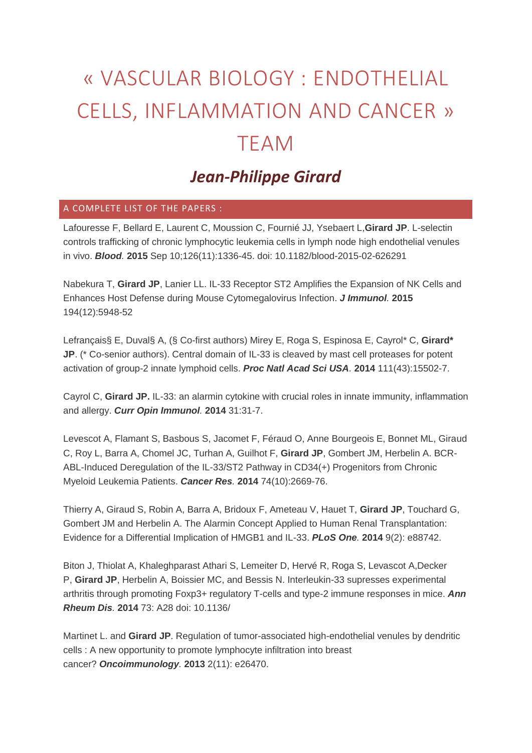# « VASCULAR BIOLOGY : ENDOTHELIAL CELLS, INFLAMMATION AND CANCER » TEAM

## *Jean-Philippe Girard*

### A COMPLETE LIST OF THE PAPERS :

Lafouresse F, Bellard E, Laurent C, Moussion C, Fournié JJ, Ysebaert L,**Girard JP**. L-selectin controls trafficking of chronic lymphocytic leukemia cells in lymph node high endothelial venules in vivo. ***Blood.*** **2015** Sep 10;126(11):1336-45. doi: 10.1182/blood-2015-02-626291

Nabekura T, **Girard JP**, Lanier LL. IL-33 Receptor ST2 Amplifies the Expansion of NK Cells and Enhances Host Defense during Mouse Cytomegalovirus Infection. ***J Immunol.*** **2015** 194(12):5948-52

Lefrançais§ E, Duval§ A, (§ Co-first authors) Mirey E, Roga S, Espinosa E, Cayrol* C, **Girard* JP**. (* Co-senior authors). Central domain of IL-33 is cleaved by mast cell proteases for potent activation of group-2 innate lymphoid cells. ***Proc Natl Acad Sci USA***. **2014** 111(43):15502-7.

Cayrol C, **Girard JP.** IL-33: an alarmin cytokine with crucial roles in innate immunity, inflammation and allergy. ***Curr Opin Immunol.*** **2014** 31:31-7.

Levescot A, Flamant S, Basbous S, Jacomet F, Féraud O, Anne Bourgeois E, Bonnet ML, Giraud C, Roy L, Barra A, Chomel JC, Turhan A, Guilhot F, **Girard JP**, Gombert JM, Herbelin A. BCR-ABL-Induced Deregulation of the IL-33/ST2 Pathway in CD34(+) Progenitors from Chronic Myeloid Leukemia Patients. ***Cancer Res.*** **2014** 74(10):2669-76.

Thierry A, Giraud S, Robin A, Barra A, Bridoux F, Ameteau V, Hauet T, **Girard JP**, Touchard G, Gombert JM and Herbelin A. The Alarmin Concept Applied to Human Renal Transplantation: Evidence for a Differential Implication of HMGB1 and IL-33. ***PLoS One.*** **2014** 9(2): e88742.

Biton J, Thiolat A, Khaleghparast Athari S, Lemeiter D, Hervé R, Roga S, Levascot A,Decker P, **Girard JP**, Herbelin A, Boissier MC, and Bessis N. Interleukin-33 supresses experimental arthritis through promoting Foxp3+ regulatory T-cells and type-2 immune responses in mice. ***Ann Rheum Dis.*** **2014** 73: A28 doi: 10.1136/

Martinet L. and **Girard JP**. Regulation of tumor-associated high-endothelial venules by dendritic cells : A new opportunity to promote lymphocyte infiltration into breast cancer? ***Oncoimmunology.*** **2013** 2(11): e26470.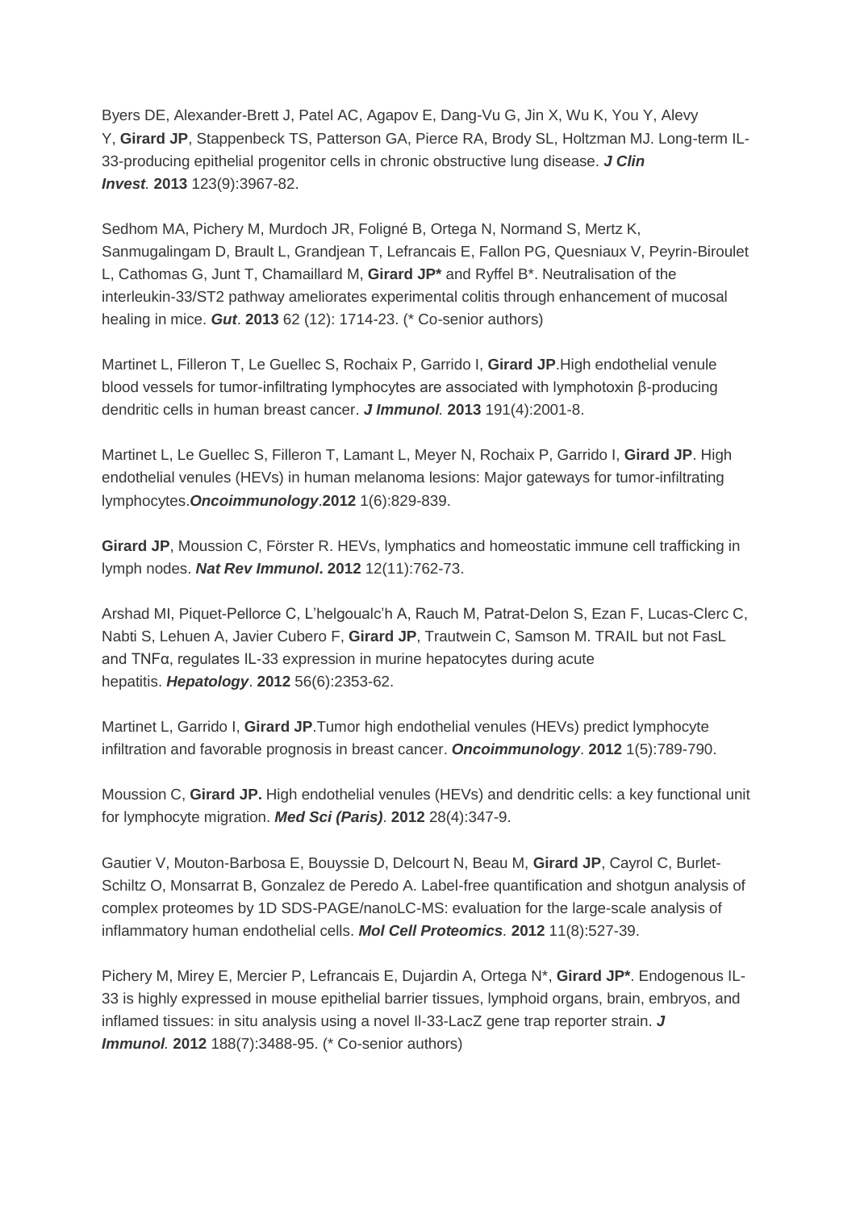Byers DE, Alexander-Brett J, Patel AC, Agapov E, Dang-Vu G, Jin X, Wu K, You Y, Alevy Y, **Girard JP**, Stappenbeck TS, Patterson GA, Pierce RA, Brody SL, Holtzman MJ. Long-term IL-33-producing epithelial progenitor cells in chronic obstructive lung disease. ***J Clin Invest.*** **2013** 123(9):3967-82.

Sedhom MA, Pichery M, Murdoch JR, Foligné B, Ortega N, Normand S, Mertz K, Sanmugalingam D, Brault L, Grandjean T, Lefrancais E, Fallon PG, Quesniaux V, Peyrin-Biroulet L, Cathomas G, Junt T, Chamaillard M, **Girard JP*** and Ryffel B*. Neutralisation of the interleukin-33/ST2 pathway ameliorates experimental colitis through enhancement of mucosal healing in mice. ***Gut***. **2013** 62 (12): 1714-23. (* Co-senior authors)

Martinet L, Filleron T, Le Guellec S, Rochaix P, Garrido I, **Girard JP**.High endothelial venule blood vessels for tumor-infiltrating lymphocytes are associated with lymphotoxin β-producing dendritic cells in human breast cancer. ***J Immunol.*** **2013** 191(4):2001-8.

Martinet L, Le Guellec S, Filleron T, Lamant L, Meyer N, Rochaix P, Garrido I, **Girard JP**. High endothelial venules (HEVs) in human melanoma lesions: Major gateways for tumor-infiltrating lymphocytes.***Oncoimmunology***.**2012** 1(6):829-839.

**Girard JP**, Moussion C, Förster R. HEVs, lymphatics and homeostatic immune cell trafficking in lymph nodes. ***Nat Rev Immunol*****.** **2012** 12(11):762-73.

Arshad MI, Piquet-Pellorce C, L'helgoualc'h A, Rauch M, Patrat-Delon S, Ezan F, Lucas-Clerc C, Nabti S, Lehuen A, Javier Cubero F, **Girard JP**, Trautwein C, Samson M. TRAIL but not FasL and TNFα, regulates IL-33 expression in murine hepatocytes during acute hepatitis. ***Hepatology***. **2012** 56(6):2353-62.

Martinet L, Garrido I, **Girard JP**.Tumor high endothelial venules (HEVs) predict lymphocyte infiltration and favorable prognosis in breast cancer. ***Oncoimmunology***. **2012** 1(5):789-790.

Moussion C, **Girard JP.** High endothelial venules (HEVs) and dendritic cells: a key functional unit for lymphocyte migration. ***Med Sci (Paris)***. **2012** 28(4):347-9.

Gautier V, Mouton-Barbosa E, Bouyssie D, Delcourt N, Beau M, **Girard JP**, Cayrol C, Burlet-Schiltz O, Monsarrat B, Gonzalez de Peredo A. Label-free quantification and shotgun analysis of complex proteomes by 1D SDS-PAGE/nanoLC-MS: evaluation for the large-scale analysis of inflammatory human endothelial cells. ***Mol Cell Proteomics.*** **2012** 11(8):527-39.

Pichery M, Mirey E, Mercier P, Lefrancais E, Dujardin A, Ortega N*, **Girard JP***. Endogenous IL-33 is highly expressed in mouse epithelial barrier tissues, lymphoid organs, brain, embryos, and inflamed tissues: in situ analysis using a novel Il-33-LacZ gene trap reporter strain. ***J Immunol.*** **2012** 188(7):3488-95. (* Co-senior authors)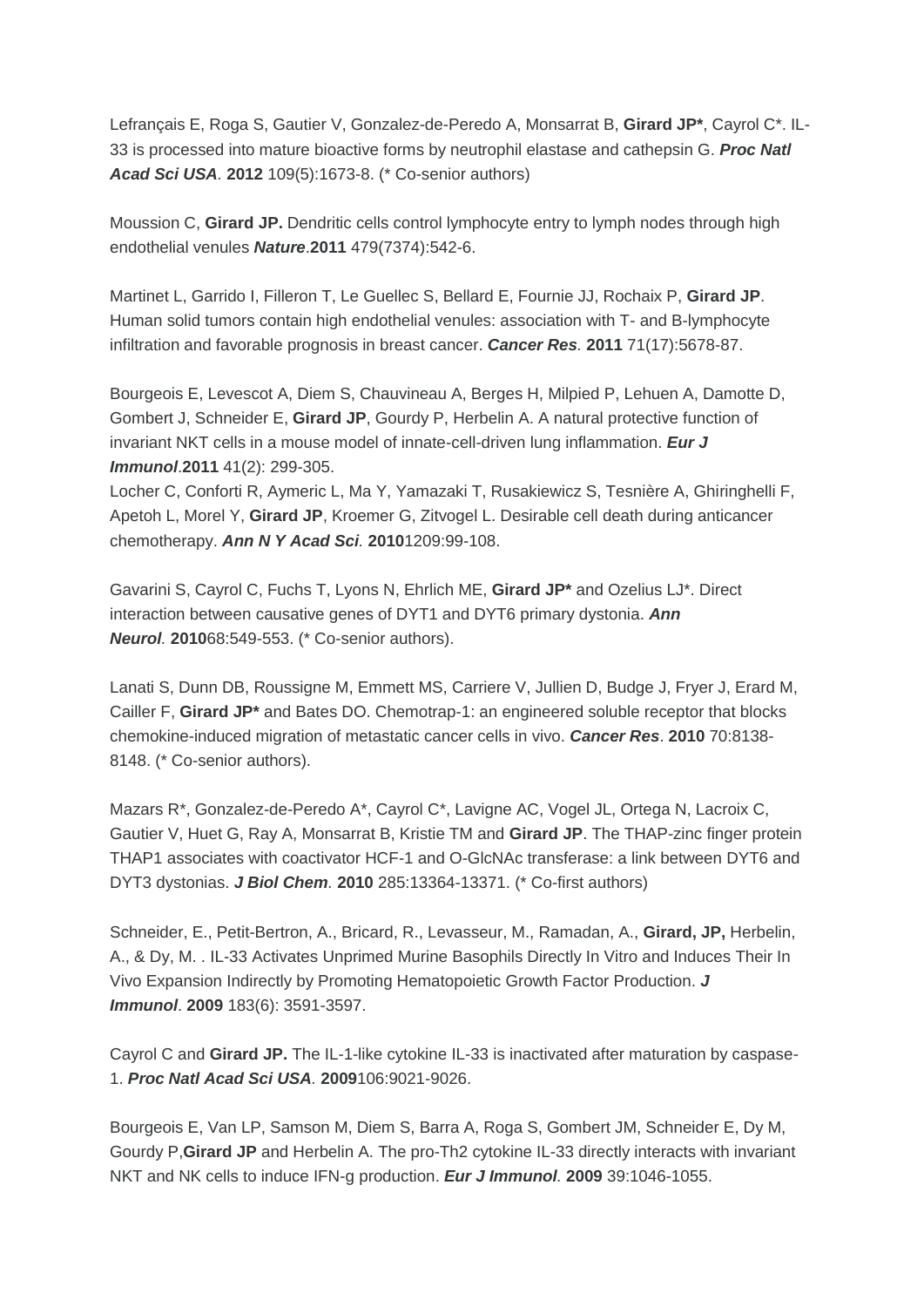Lefrançais E, Roga S, Gautier V, Gonzalez-de-Peredo A, Monsarrat B, **Girard JP***, Cayrol C*. IL-33 is processed into mature bioactive forms by neutrophil elastase and cathepsin G. ***Proc Natl Acad Sci USA*.** **2012** 109(5):1673-8. (* Co-senior authors)

Moussion C, **Girard JP.** Dendritic cells control lymphocyte entry to lymph nodes through high endothelial venules ***Nature***.**2011** 479(7374):542-6.

Martinet L, Garrido I, Filleron T, Le Guellec S, Bellard E, Fournie JJ, Rochaix P, **Girard JP**. Human solid tumors contain high endothelial venules: association with T- and B-lymphocyte infiltration and favorable prognosis in breast cancer. ***Cancer Res*.** **2011** 71(17):5678-87.

Bourgeois E, Levescot A, Diem S, Chauvineau A, Berges H, Milpied P, Lehuen A, Damotte D, Gombert J, Schneider E, **Girard JP**, Gourdy P, Herbelin A. A natural protective function of invariant NKT cells in a mouse model of innate-cell-driven lung inflammation. ***Eur J Immunol***.**2011** 41(2): 299-305.
Locher C, Conforti R, Aymeric L, Ma Y, Yamazaki T, Rusakiewicz S, Tesnière A, Ghiringhelli F, Apetoh L, Morel Y, **Girard JP**, Kroemer G, Zitvogel L. Desirable cell death during anticancer chemotherapy. ***Ann N Y Acad Sci*.** **2010**1209:99-108.

Gavarini S, Cayrol C, Fuchs T, Lyons N, Ehrlich ME, **Girard JP*** and Ozelius LJ*. Direct interaction between causative genes of DYT1 and DYT6 primary dystonia. ***Ann Neurol*.** **2010**68:549-553. (* Co-senior authors).

Lanati S, Dunn DB, Roussigne M, Emmett MS, Carriere V, Jullien D, Budge J, Fryer J, Erard M, Cailler F, **Girard JP*** and Bates DO. Chemotrap-1: an engineered soluble receptor that blocks chemokine-induced migration of metastatic cancer cells in vivo. ***Cancer Res***. **2010** 70:8138-8148. (* Co-senior authors).

Mazars R*, Gonzalez-de-Peredo A*, Cayrol C*, Lavigne AC, Vogel JL, Ortega N, Lacroix C, Gautier V, Huet G, Ray A, Monsarrat B, Kristie TM and **Girard JP**. The THAP-zinc finger protein THAP1 associates with coactivator HCF-1 and O-GlcNAc transferase: a link between DYT6 and DYT3 dystonias. ***J Biol Chem*.** **2010** 285:13364-13371. (* Co-first authors)

Schneider, E., Petit-Bertron, A., Bricard, R., Levasseur, M., Ramadan, A., **Girard, JP,** Herbelin, A., & Dy, M. . IL-33 Activates Unprimed Murine Basophils Directly In Vitro and Induces Their In Vivo Expansion Indirectly by Promoting Hematopoietic Growth Factor Production. ***J Immunol***. **2009** 183(6): 3591-3597.

Cayrol C and **Girard JP.** The IL-1-like cytokine IL-33 is inactivated after maturation by caspase-1. ***Proc Natl Acad Sci USA*.** **2009**106:9021-9026.

Bourgeois E, Van LP, Samson M, Diem S, Barra A, Roga S, Gombert JM, Schneider E, Dy M, Gourdy P,**Girard JP** and Herbelin A. The pro-Th2 cytokine IL-33 directly interacts with invariant NKT and NK cells to induce IFN-g production. ***Eur J Immunol*.** **2009** 39:1046-1055.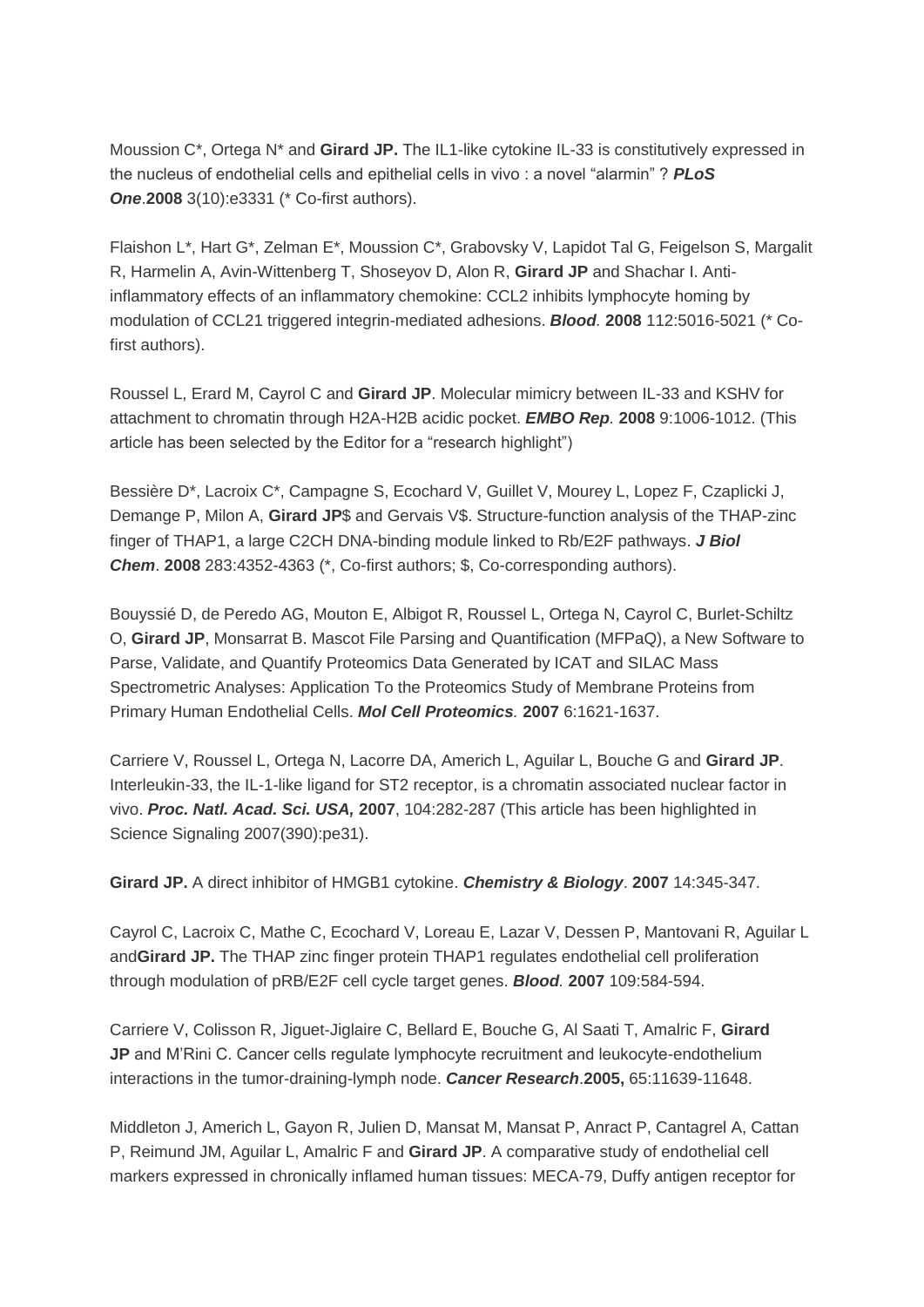Moussion C*, Ortega N* and **Girard JP.** The IL1-like cytokine IL-33 is constitutively expressed in the nucleus of endothelial cells and epithelial cells in vivo : a novel "alarmin" ? ***PLoS One***.**2008** 3(10):e3331 (* Co-first authors).

Flaishon L*, Hart G*, Zelman E*, Moussion C*, Grabovsky V, Lapidot Tal G, Feigelson S, Margalit R, Harmelin A, Avin-Wittenberg T, Shoseyov D, Alon R, **Girard JP** and Shachar I. Anti-inflammatory effects of an inflammatory chemokine: CCL2 inhibits lymphocyte homing by modulation of CCL21 triggered integrin-mediated adhesions. ***Blood.*** **2008** 112:5016-5021 (* Co-first authors).

Roussel L, Erard M, Cayrol C and **Girard JP**. Molecular mimicry between IL-33 and KSHV for attachment to chromatin through H2A-H2B acidic pocket. ***EMBO Rep.*** **2008** 9:1006-1012. (This article has been selected by the Editor for a "research highlight")

Bessière D*, Lacroix C*, Campagne S, Ecochard V, Guillet V, Mourey L, Lopez F, Czaplicki J, Demange P, Milon A, **Girard JP**$ and Gervais V$. Structure-function analysis of the THAP-zinc finger of THAP1, a large C2CH DNA-binding module linked to Rb/E2F pathways. ***J Biol Chem***. **2008** 283:4352-4363 (*, Co-first authors; $, Co-corresponding authors).

Bouyssié D, de Peredo AG, Mouton E, Albigot R, Roussel L, Ortega N, Cayrol C, Burlet-Schiltz O, **Girard JP**, Monsarrat B. Mascot File Parsing and Quantification (MFPaQ), a New Software to Parse, Validate, and Quantify Proteomics Data Generated by ICAT and SILAC Mass Spectrometric Analyses: Application To the Proteomics Study of Membrane Proteins from Primary Human Endothelial Cells. ***Mol Cell Proteomics.*** **2007** 6:1621-1637.

Carriere V, Roussel L, Ortega N, Lacorre DA, Americh L, Aguilar L, Bouche G and **Girard JP**. Interleukin-33, the IL-1-like ligand for ST2 receptor, is a chromatin associated nuclear factor in vivo. ***Proc. Natl. Acad. Sci. USA,*** **2007**, 104:282-287 (This article has been highlighted in Science Signaling 2007(390):pe31).

**Girard JP.** A direct inhibitor of HMGB1 cytokine. ***Chemistry & Biology***. **2007** 14:345-347.

Cayrol C, Lacroix C, Mathe C, Ecochard V, Loreau E, Lazar V, Dessen P, Mantovani R, Aguilar L and**Girard JP.** The THAP zinc finger protein THAP1 regulates endothelial cell proliferation through modulation of pRB/E2F cell cycle target genes. ***Blood.*** **2007** 109:584-594.

Carriere V, Colisson R, Jiguet-Jiglaire C, Bellard E, Bouche G, Al Saati T, Amalric F, **Girard JP** and M'Rini C. Cancer cells regulate lymphocyte recruitment and leukocyte-endothelium interactions in the tumor-draining-lymph node. ***Cancer Research***.**2005,** 65:11639-11648.

Middleton J, Americh L, Gayon R, Julien D, Mansat M, Mansat P, Anract P, Cantagrel A, Cattan P, Reimund JM, Aguilar L, Amalric F and **Girard JP**. A comparative study of endothelial cell markers expressed in chronically inflamed human tissues: MECA-79, Duffy antigen receptor for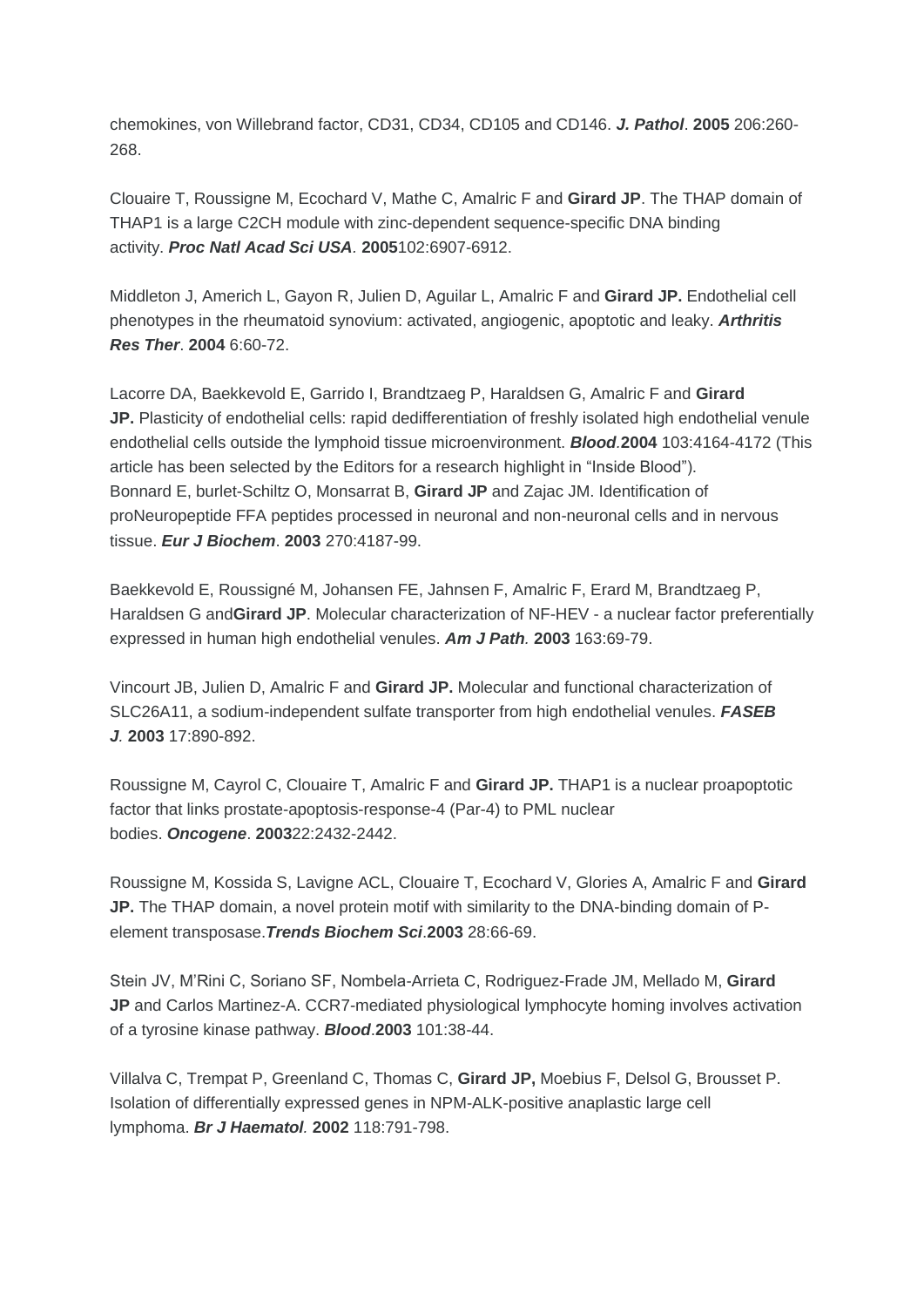chemokines, von Willebrand factor, CD31, CD34, CD105 and CD146. ***J. Pathol***. **2005** 206:260-268.

Clouaire T, Roussigne M, Ecochard V, Mathe C, Amalric F and **Girard JP**. The THAP domain of THAP1 is a large C2CH module with zinc-dependent sequence-specific DNA binding activity. ***Proc Natl Acad Sci USA***. **2005**102:6907-6912.

Middleton J, Americh L, Gayon R, Julien D, Aguilar L, Amalric F and **Girard JP.** Endothelial cell phenotypes in the rheumatoid synovium: activated, angiogenic, apoptotic and leaky. ***Arthritis Res Ther***. **2004** 6:60-72.

Lacorre DA, Baekkevold E, Garrido I, Brandtzaeg P, Haraldsen G, Amalric F and **Girard JP.** Plasticity of endothelial cells: rapid dedifferentiation of freshly isolated high endothelial venule endothelial cells outside the lymphoid tissue microenvironment. ***Blood***.**2004** 103:4164-4172 (This article has been selected by the Editors for a research highlight in “Inside Blood”).
Bonnard E, burlet-Schiltz O, Monsarrat B, **Girard JP** and Zajac JM. Identification of proNeuropeptide FFA peptides processed in neuronal and non-neuronal cells and in nervous tissue. ***Eur J Biochem***. **2003** 270:4187-99.

Baekkevold E, Roussigné M, Johansen FE, Jahnsen F, Amalric F, Erard M, Brandtzaeg P, Haraldsen G and**Girard JP**. Molecular characterization of NF-HEV - a nuclear factor preferentially expressed in human high endothelial venules. ***Am J Path.*** **2003** 163:69-79.

Vincourt JB, Julien D, Amalric F and **Girard JP.** Molecular and functional characterization of SLC26A11, a sodium-independent sulfate transporter from high endothelial venules. ***FASEB J***. **2003** 17:890-892.

Roussigne M, Cayrol C, Clouaire T, Amalric F and **Girard JP.** THAP1 is a nuclear proapoptotic factor that links prostate-apoptosis-response-4 (Par-4) to PML nuclear bodies. ***Oncogene***. **2003**22:2432-2442.

Roussigne M, Kossida S, Lavigne ACL, Clouaire T, Ecochard V, Glories A, Amalric F and **Girard JP.** The THAP domain, a novel protein motif with similarity to the DNA-binding domain of P-element transposase.***Trends Biochem Sci***.**2003** 28:66-69.

Stein JV, M’Rini C, Soriano SF, Nombela-Arrieta C, Rodriguez-Frade JM, Mellado M, **Girard JP** and Carlos Martinez-A. CCR7-mediated physiological lymphocyte homing involves activation of a tyrosine kinase pathway. ***Blood***.**2003** 101:38-44.

Villalva C, Trempat P, Greenland C, Thomas C, **Girard JP,** Moebius F, Delsol G, Brousset P. Isolation of differentially expressed genes in NPM-ALK-positive anaplastic large cell lymphoma. ***Br J Haematol.*** **2002** 118:791-798.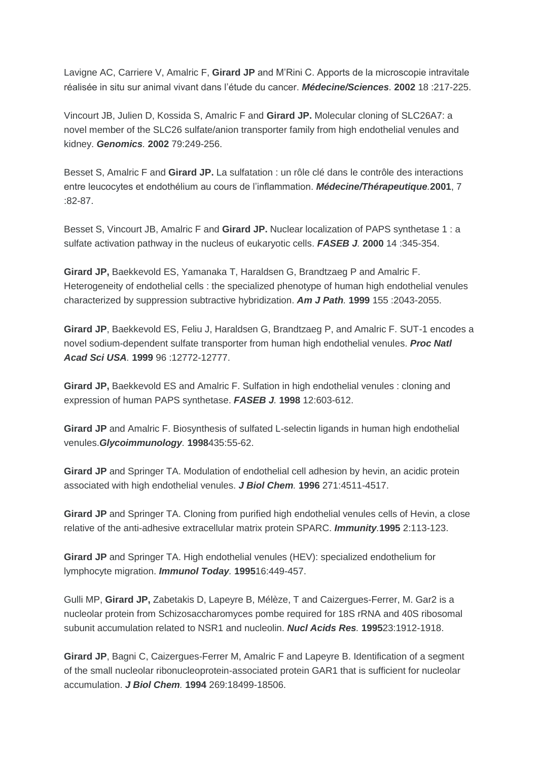Lavigne AC, Carriere V, Amalric F, **Girard JP** and M'Rini C. Apports de la microscopie intravitale réalisée in situ sur animal vivant dans l'étude du cancer. ***Médecine/Sciences***. **2002** 18 :217-225.

Vincourt JB, Julien D, Kossida S, Amalric F and **Girard JP.** Molecular cloning of SLC26A7: a novel member of the SLC26 sulfate/anion transporter family from high endothelial venules and kidney. ***Genomics***. **2002** 79:249-256.

Besset S, Amalric F and **Girard JP.** La sulfatation : un rôle clé dans le contrôle des interactions entre leucocytes et endothélium au cours de l'inflammation. ***Médecine/Thérapeutique***.**2001**, 7 :82-87.

Besset S, Vincourt JB, Amalric F and **Girard JP.** Nuclear localization of PAPS synthetase 1 : a sulfate activation pathway in the nucleus of eukaryotic cells. ***FASEB J.*** **2000** 14 :345-354.

**Girard JP,** Baekkevold ES, Yamanaka T, Haraldsen G, Brandtzaeg P and Amalric F. Heterogeneity of endothelial cells : the specialized phenotype of human high endothelial venules characterized by suppression subtractive hybridization. ***Am J Path.*** **1999** 155 :2043-2055.

**Girard JP**, Baekkevold ES, Feliu J, Haraldsen G, Brandtzaeg P, and Amalric F. SUT-1 encodes a novel sodium-dependent sulfate transporter from human high endothelial venules. ***Proc Natl Acad Sci USA***. **1999** 96 :12772-12777.

**Girard JP,** Baekkevold ES and Amalric F. Sulfation in high endothelial venules : cloning and expression of human PAPS synthetase. ***FASEB J.*** **1998** 12:603-612.

**Girard JP** and Amalric F. Biosynthesis of sulfated L-selectin ligands in human high endothelial venules.***Glycoimmunology***. **1998**435:55-62.

**Girard JP** and Springer TA. Modulation of endothelial cell adhesion by hevin, an acidic protein associated with high endothelial venules. ***J Biol Chem.*** **1996** 271:4511-4517.

**Girard JP** and Springer TA. Cloning from purified high endothelial venules cells of Hevin, a close relative of the anti-adhesive extracellular matrix protein SPARC. ***Immunity***.**1995** 2:113-123.

**Girard JP** and Springer TA. High endothelial venules (HEV): specialized endothelium for lymphocyte migration. ***Immunol Today.*** **1995**16:449-457.

Gulli MP, **Girard JP,** Zabetakis D, Lapeyre B, Mélèze, T and Caizergues-Ferrer, M. Gar2 is a nucleolar protein from Schizosaccharomyces pombe required for 18S rRNA and 40S ribosomal subunit accumulation related to NSR1 and nucleolin. ***Nucl Acids Res.*** **1995**23:1912-1918.

**Girard JP**, Bagni C, Caizergues-Ferrer M, Amalric F and Lapeyre B. Identification of a segment of the small nucleolar ribonucleoprotein-associated protein GAR1 that is sufficient for nucleolar accumulation. ***J Biol Chem.*** **1994** 269:18499-18506.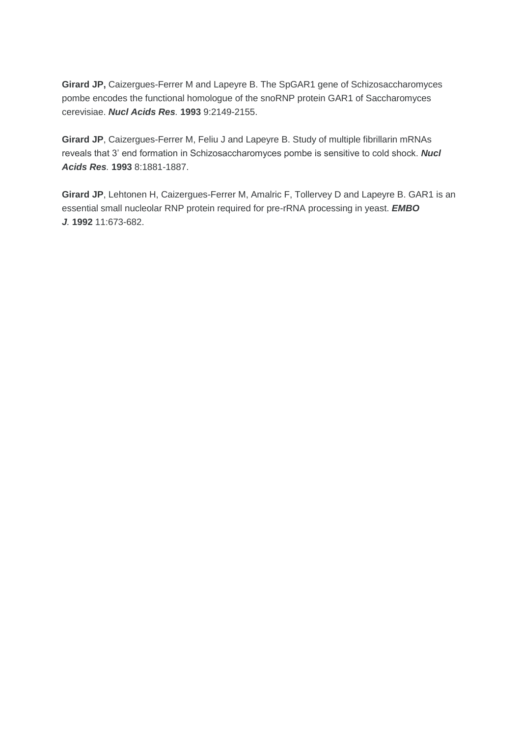**Girard JP,** Caizergues-Ferrer M and Lapeyre B. The SpGAR1 gene of Schizosaccharomyces pombe encodes the functional homologue of the snoRNP protein GAR1 of Saccharomyces cerevisiae. ***Nucl Acids Res.*** **1993** 9:2149-2155.

**Girard JP**, Caizergues-Ferrer M, Feliu J and Lapeyre B. Study of multiple fibrillarin mRNAs reveals that 3' end formation in Schizosaccharomyces pombe is sensitive to cold shock. ***Nucl Acids Res.*** **1993** 8:1881-1887.

**Girard JP**, Lehtonen H, Caizergues-Ferrer M, Amalric F, Tollervey D and Lapeyre B. GAR1 is an essential small nucleolar RNP protein required for pre-rRNA processing in yeast. ***EMBO J.*** **1992** 11:673-682.